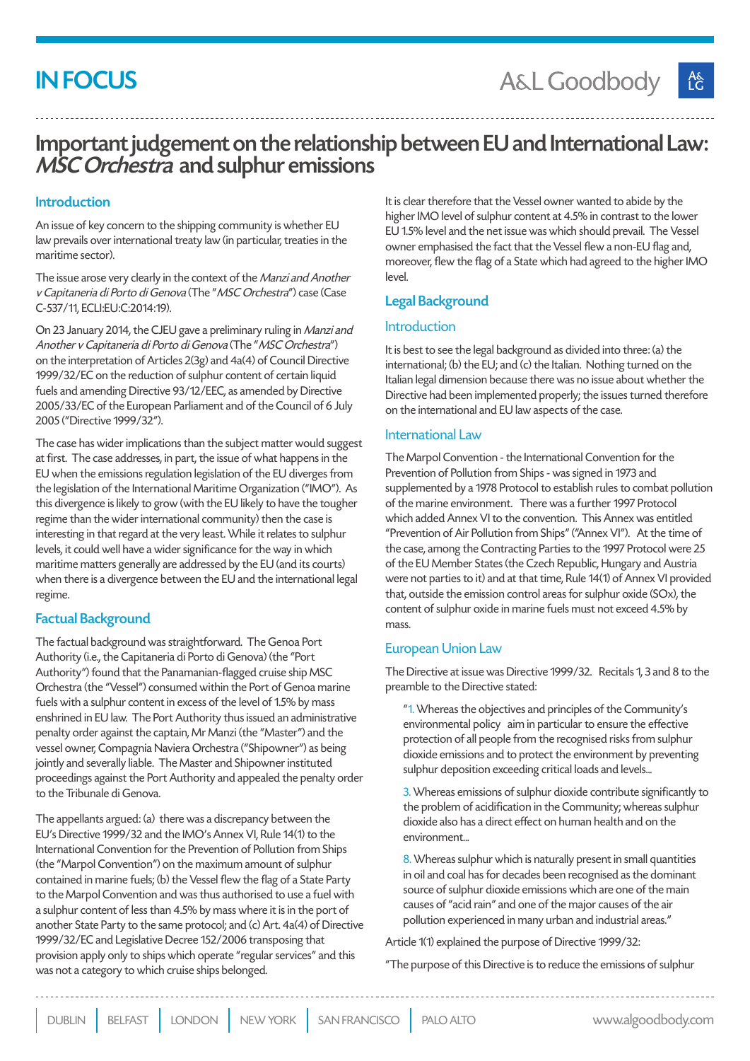IN FOCUS

# Important judgement on the relationship between EU and International Law: *MSC Orchestra* and sulphur emissions

## Introduction

An issue of key concern to the shipping community is whether EU law prevails over international treaty law (in particular, treaties in the maritime sector).

The issue arose very clearly in the context of the *Manzi and Another v Capitaneria di Porto di Genova* (The "*MSC Orchestra*") case (Case C-537/11, ECLI:EU:C:2014:19).

On 23 January 2014, the CJEU gave a preliminary ruling in *Manzi and Another v Capitaneria di Porto di Genova* (The "*MSC Orchestra*") on the interpretation of Articles 2(3g) and 4a(4) of Council Directive 1999/32/EC on the reduction of sulphur content of certain liquid fuels and amending Directive 93/12/EEC, as amended by Directive 2005/33/EC of the European Parliament and of the Council of 6 July 2005 ("Directive 1999/32").

The case has wider implications than the subject matter would suggest at first. The case addresses, in part, the issue of what happens in the EU when the emissions regulation legislation of the EU diverges from the legislation of the International Maritime Organization ("IMO"). As this divergence is likely to grow (with the EU likely to have the tougher regime than the wider international community) then the case is interesting in that regard at the very least. While it relates to sulphur levels, it could well have a wider significance for the way in which maritime matters generally are addressed by the EU (and its courts) when there is a divergence between the EU and the international legal regime.

## Factual Background

The factual background was straightforward. The Genoa Port Authority (i.e., the Capitaneria di Porto di Genova) (the "Port Authority") found that the Panamanian-flagged cruise ship MSC Orchestra (the "Vessel") consumed within the Port of Genoa marine fuels with a sulphur content in excess of the level of 1.5% by mass enshrined in EU law. The Port Authority thus issued an administrative penalty order against the captain, Mr Manzi (the "Master") and the vessel owner, Compagnia Naviera Orchestra ("Shipowner") as being jointly and severally liable. The Master and Shipowner instituted proceedings against the Port Authority and appealed the penalty order to the Tribunale di Genova.

The appellants argued: (a) there was a discrepancy between the EU's Directive 1999/32 and the IMO's Annex VI, Rule 14(1) to the International Convention for the Prevention of Pollution from Ships (the "Marpol Convention") on the maximum amount of sulphur contained in marine fuels; (b) the Vessel flew the flag of a State Party to the Marpol Convention and was thus authorised to use a fuel with a sulphur content of less than 4.5% by mass where it is in the port of another State Party to the same protocol; and (c) Art. 4a(4) of Directive 1999/32/EC and Legislative Decree 152/2006 transposing that provision apply only to ships which operate "regular services" and this was not a category to which cruise ships belonged.

It is clear therefore that the Vessel owner wanted to abide by the higher IMO level of sulphur content at 4.5% in contrast to the lower EU 1.5% level and the net issue was which should prevail. The Vessel owner emphasised the fact that the Vessel flew a non-EU flag and, moreover, flew the flag of a State which had agreed to the higher IMO level.

## Legal Background

### Introduction

It is best to see the legal background as divided into three: (a) the international; (b) the EU; and (c) the Italian. Nothing turned on the Italian legal dimension because there was no issue about whether the Directive had been implemented properly; the issues turned therefore on the international and EU law aspects of the case.

### International Law

The Marpol Convention - the International Convention for the Prevention of Pollution from Ships - was signed in 1973 and supplemented by a 1978 Protocol to establish rules to combat pollution of the marine environment. There was a further 1997 Protocol which added Annex VI to the convention. This Annex was entitled "Prevention of Air Pollution from Ships" ("Annex VI"). At the time of the case, among the Contracting Parties to the 1997 Protocol were 25 of the EU Member States (the Czech Republic, Hungary and Austria were not parties to it) and at that time, Rule 14(1) of Annex VI provided that, outside the emission control areas for sulphur oxide (SOx), the content of sulphur oxide in marine fuels must not exceed 4.5% by mass.

### European Union Law

The Directive at issue was Directive 1999/32. Recitals 1, 3 and 8 to the preamble to the Directive stated:

> "1. Whereas the objectives and principles of the Community's environmental policy aim in particular to ensure the effective protection of all people from the recognised risks from sulphur dioxide emissions and to protect the environment by preventing sulphur deposition exceeding critical loads and levels...
>
> 3. Whereas emissions of sulphur dioxide contribute significantly to the problem of acidification in the Community; whereas sulphur dioxide also has a direct effect on human health and on the environment...
>
> 8. Whereas sulphur which is naturally present in small quantities in oil and coal has for decades been recognised as the dominant source of sulphur dioxide emissions which are one of the main causes of "acid rain" and one of the major causes of the air pollution experienced in many urban and industrial areas."

Article 1(1) explained the purpose of Directive 1999/32:

"The purpose of this Directive is to reduce the emissions of sulphur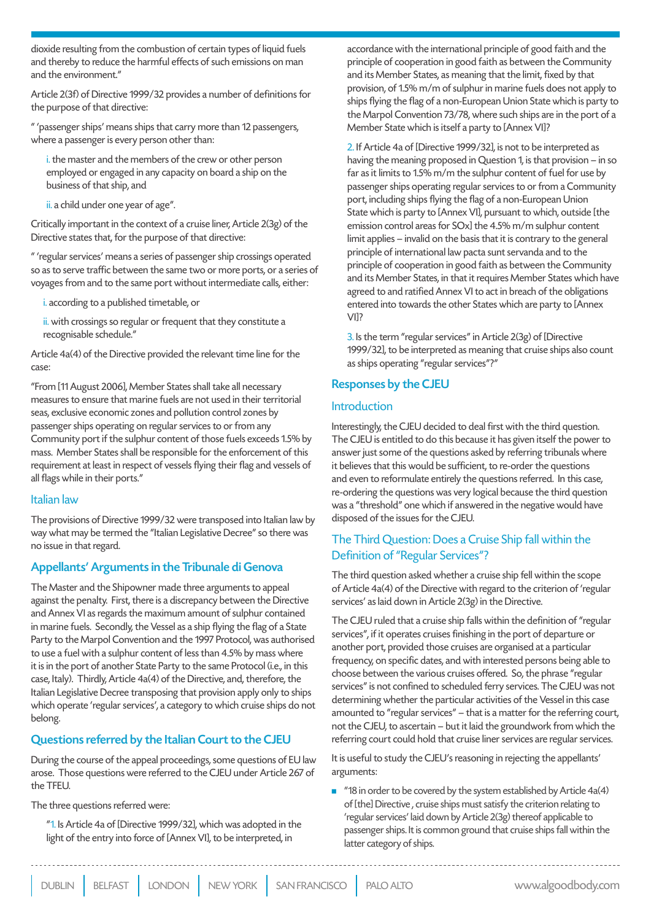dioxide resulting from the combustion of certain types of liquid fuels and thereby to reduce the harmful effects of such emissions on man and the environment."

Article 2(3f) of Directive 1999/32 provides a number of definitions for the purpose of that directive:

" 'passenger ships' means ships that carry more than 12 passengers, where a passenger is every person other than:

i. the master and the members of the crew or other person employed or engaged in any capacity on board a ship on the business of that ship, and

ii. a child under one year of age".

Critically important in the context of a cruise liner, Article 2(3g) of the Directive states that, for the purpose of that directive:

" 'regular services' means a series of passenger ship crossings operated so as to serve traffic between the same two or more ports, or a series of voyages from and to the same port without intermediate calls, either:

i. according to a published timetable, or

ii. with crossings so regular or frequent that they constitute a recognisable schedule."

Article 4a(4) of the Directive provided the relevant time line for the case:

"From [11 August 2006], Member States shall take all necessary measures to ensure that marine fuels are not used in their territorial seas, exclusive economic zones and pollution control zones by passenger ships operating on regular services to or from any Community port if the sulphur content of those fuels exceeds 1.5% by mass. Member States shall be responsible for the enforcement of this requirement at least in respect of vessels flying their flag and vessels of all flags while in their ports."

### Italian law

The provisions of Directive 1999/32 were transposed into Italian law by way what may be termed the "Italian Legislative Decree" so there was no issue in that regard.

## Appellants' Arguments in the Tribunale di Genova

The Master and the Shipowner made three arguments to appeal against the penalty. First, there is a discrepancy between the Directive and Annex VI as regards the maximum amount of sulphur contained in marine fuels. Secondly, the Vessel as a ship flying the flag of a State Party to the Marpol Convention and the 1997 Protocol, was authorised to use a fuel with a sulphur content of less than 4.5% by mass where it is in the port of another State Party to the same Protocol (i.e., in this case, Italy). Thirdly, Article 4a(4) of the Directive, and, therefore, the Italian Legislative Decree transposing that provision apply only to ships which operate 'regular services', a category to which cruise ships do not belong.

## Questions referred by the Italian Court to the CJEU

During the course of the appeal proceedings, some questions of EU law arose. Those questions were referred to the CJEU under Article 267 of the TFEU.

The three questions referred were:

"1. Is Article 4a of [Directive 1999/32], which was adopted in the light of the entry into force of [Annex VI], to be interpreted, in accordance with the international principle of good faith and the principle of cooperation in good faith as between the Community and its Member States, as meaning that the limit, fixed by that provision, of 1.5% m/m of sulphur in marine fuels does not apply to ships flying the flag of a non-European Union State which is party to the Marpol Convention 73/78, where such ships are in the port of a Member State which is itself a party to [Annex VI]?

2. If Article 4a of [Directive 1999/32], is not to be interpreted as having the meaning proposed in Question 1, is that provision – in so far as it limits to 1.5% m/m the sulphur content of fuel for use by passenger ships operating regular services to or from a Community port, including ships flying the flag of a non-European Union State which is party to [Annex VI], pursuant to which, outside [the emission control areas for SOx] the 4.5% m/m sulphur content limit applies – invalid on the basis that it is contrary to the general principle of international law pacta sunt servanda and to the principle of cooperation in good faith as between the Community and its Member States, in that it requires Member States which have agreed to and ratified Annex VI to act in breach of the obligations entered into towards the other States which are party to [Annex VI]?

3. Is the term "regular services" in Article 2(3g) of [Directive 1999/32], to be interpreted as meaning that cruise ships also count as ships operating "regular services"?"

## Responses by the CJEU

### Introduction

Interestingly, the CJEU decided to deal first with the third question. The CJEU is entitled to do this because it has given itself the power to answer just some of the questions asked by referring tribunals where it believes that this would be sufficient, to re-order the questions and even to reformulate entirely the questions referred. In this case, re-ordering the questions was very logical because the third question was a "threshold" one which if answered in the negative would have disposed of the issues for the CJEU.

### The Third Question: Does a Cruise Ship fall within the Definition of "Regular Services"?

The third question asked whether a cruise ship fell within the scope of Article 4a(4) of the Directive with regard to the criterion of 'regular services' as laid down in Article 2(3g) in the Directive.

The CJEU ruled that a cruise ship falls within the definition of "regular services", if it operates cruises finishing in the port of departure or another port, provided those cruises are organised at a particular frequency, on specific dates, and with interested persons being able to choose between the various cruises offered. So, the phrase "regular services" is not confined to scheduled ferry services. The CJEU was not determining whether the particular activities of the Vessel in this case amounted to "regular services" – that is a matter for the referring court, not the CJEU, to ascertain – but it laid the groundwork from which the referring court could hold that cruise liner services are regular services.

It is useful to study the CJEU's reasoning in rejecting the appellants' arguments:

- "18 in order to be covered by the system established by Article 4a(4) of [the] Directive , cruise ships must satisfy the criterion relating to 'regular services' laid down by Article 2(3g) thereof applicable to passenger ships. It is common ground that cruise ships fall within the latter category of ships.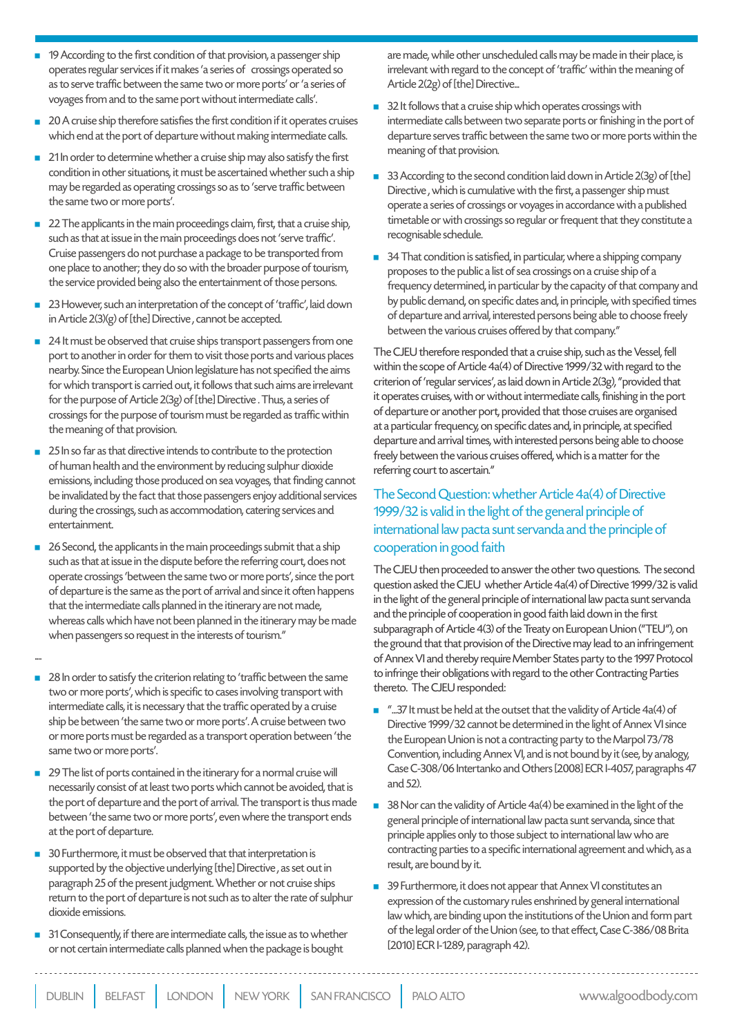- 19 According to the first condition of that provision, a passenger ship operates regular services if it makes 'a series of crossings operated so as to serve traffic between the same two or more ports' or 'a series of voyages from and to the same port without intermediate calls'.

- 20 A cruise ship therefore satisfies the first condition if it operates cruises which end at the port of departure without making intermediate calls.

- 21 In order to determine whether a cruise ship may also satisfy the first condition in other situations, it must be ascertained whether such a ship may be regarded as operating crossings so as to 'serve traffic between the same two or more ports'.

- 22 The applicants in the main proceedings claim, first, that a cruise ship, such as that at issue in the main proceedings does not 'serve traffic'. Cruise passengers do not purchase a package to be transported from one place to another; they do so with the broader purpose of tourism, the service provided being also the entertainment of those persons.

- 23 However, such an interpretation of the concept of 'traffic', laid down in Article 2(3)(g) of [the] Directive , cannot be accepted.

- 24 It must be observed that cruise ships transport passengers from one port to another in order for them to visit those ports and various places nearby. Since the European Union legislature has not specified the aims for which transport is carried out, it follows that such aims are irrelevant for the purpose of Article 2(3g) of [the] Directive . Thus, a series of crossings for the purpose of tourism must be regarded as traffic within the meaning of that provision.

- 25 In so far as that directive intends to contribute to the protection of human health and the environment by reducing sulphur dioxide emissions, including those produced on sea voyages, that finding cannot be invalidated by the fact that those passengers enjoy additional services during the crossings, such as accommodation, catering services and entertainment.

- 26 Second, the applicants in the main proceedings submit that a ship such as that at issue in the dispute before the referring court, does not operate crossings 'between the same two or more ports', since the port of departure is the same as the port of arrival and since it often happens that the intermediate calls planned in the itinerary are not made, whereas calls which have not been planned in the itinerary may be made when passengers so request in the interests of tourism."

....

- 28 In order to satisfy the criterion relating to 'traffic between the same two or more ports', which is specific to cases involving transport with intermediate calls, it is necessary that the traffic operated by a cruise ship be between 'the same two or more ports'. A cruise between two or more ports must be regarded as a transport operation between 'the same two or more ports'.

- 29 The list of ports contained in the itinerary for a normal cruise will necessarily consist of at least two ports which cannot be avoided, that is the port of departure and the port of arrival. The transport is thus made between 'the same two or more ports', even where the transport ends at the port of departure.

- 30 Furthermore, it must be observed that that interpretation is supported by the objective underlying [the] Directive , as set out in paragraph 25 of the present judgment. Whether or not cruise ships return to the port of departure is not such as to alter the rate of sulphur dioxide emissions.

- 31 Consequently, if there are intermediate calls, the issue as to whether or not certain intermediate calls planned when the package is bought are made, while other unscheduled calls may be made in their place, is irrelevant with regard to the concept of 'traffic' within the meaning of Article 2(2g) of [the] Directive...

- 32 It follows that a cruise ship which operates crossings with intermediate calls between two separate ports or finishing in the port of departure serves traffic between the same two or more ports within the meaning of that provision.

- 33 According to the second condition laid down in Article 2(3g) of [the] Directive , which is cumulative with the first, a passenger ship must operate a series of crossings or voyages in accordance with a published timetable or with crossings so regular or frequent that they constitute a recognisable schedule.

- 34 That condition is satisfied, in particular, where a shipping company proposes to the public a list of sea crossings on a cruise ship of a frequency determined, in particular by the capacity of that company and by public demand, on specific dates and, in principle, with specified times of departure and arrival, interested persons being able to choose freely between the various cruises offered by that company."

The CJEU therefore responded that a cruise ship, such as the Vessel, fell within the scope of Article 4a(4) of Directive 1999/32 with regard to the criterion of 'regular services', as laid down in Article 2(3g), "provided that it operates cruises, with or without intermediate calls, finishing in the port of departure or another port, provided that those cruises are organised at a particular frequency, on specific dates and, in principle, at specified departure and arrival times, with interested persons being able to choose freely between the various cruises offered, which is a matter for the referring court to ascertain."

## The Second Question: whether Article 4a(4) of Directive 1999/32 is valid in the light of the general principle of international law pacta sunt servanda and the principle of cooperation in good faith

The CJEU then proceeded to answer the other two questions. The second question asked the CJEU whether Article 4a(4) of Directive 1999/32 is valid in the light of the general principle of international law pacta sunt servanda and the principle of cooperation in good faith laid down in the first subparagraph of Article 4(3) of the Treaty on European Union ("TEU"), on the ground that that provision of the Directive may lead to an infringement of Annex VI and thereby require Member States party to the 1997 Protocol to infringe their obligations with regard to the other Contracting Parties thereto. The CJEU responded:

- "...37 It must be held at the outset that the validity of Article 4a(4) of Directive 1999/32 cannot be determined in the light of Annex VI since the European Union is not a contracting party to the Marpol 73/78 Convention, including Annex VI, and is not bound by it (see, by analogy, Case C-308/06 Intertanko and Others [2008] ECR I-4057, paragraphs 47 and 52).

- 38 Nor can the validity of Article 4a(4) be examined in the light of the general principle of international law pacta sunt servanda, since that principle applies only to those subject to international law who are contracting parties to a specific international agreement and which, as a result, are bound by it.

- 39 Furthermore, it does not appear that Annex VI constitutes an expression of the customary rules enshrined by general international law which, are binding upon the institutions of the Union and form part of the legal order of the Union (see, to that effect, Case C-386/08 Brita [2010] ECR I-1289, paragraph 42).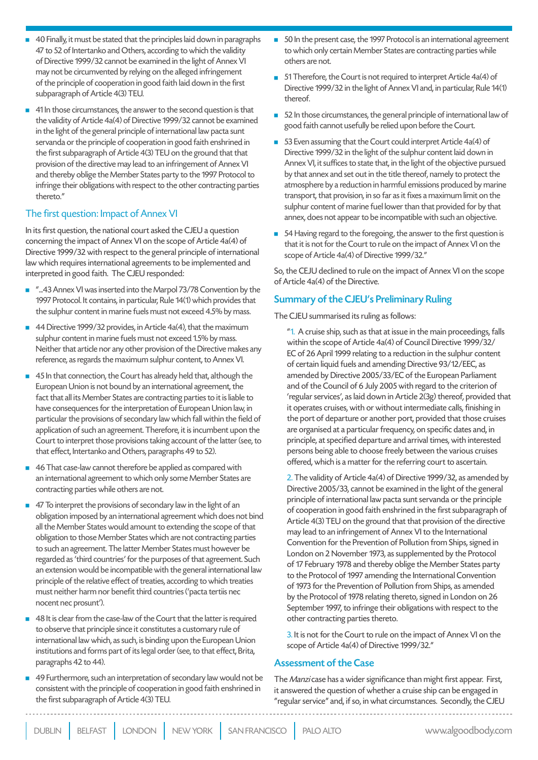- 40 Finally, it must be stated that the principles laid down in paragraphs 47 to 52 of Intertanko and Others, according to which the validity of Directive 1999/32 cannot be examined in the light of Annex VI may not be circumvented by relying on the alleged infringement of the principle of cooperation in good faith laid down in the first subparagraph of Article 4(3) TEU.

- 41 In those circumstances, the answer to the second question is that the validity of Article 4a(4) of Directive 1999/32 cannot be examined in the light of the general principle of international law pacta sunt servanda or the principle of cooperation in good faith enshrined in the first subparagraph of Article 4(3) TEU on the ground that that provision of the directive may lead to an infringement of Annex VI and thereby oblige the Member States party to the 1997 Protocol to infringe their obligations with respect to the other contracting parties thereto."

## The first question: Impact of Annex VI

In its first question, the national court asked the CJEU a question concerning the impact of Annex VI on the scope of Article 4a(4) of Directive 1999/32 with respect to the general principle of international law which requires international agreements to be implemented and interpreted in good faith. The CJEU responded:

- "...43 Annex VI was inserted into the Marpol 73/78 Convention by the 1997 Protocol. It contains, in particular, Rule 14(1) which provides that the sulphur content in marine fuels must not exceed 4.5% by mass.

- 44 Directive 1999/32 provides, in Article 4a(4), that the maximum sulphur content in marine fuels must not exceed 1.5% by mass. Neither that article nor any other provision of the Directive makes any reference, as regards the maximum sulphur content, to Annex VI.

- 45 In that connection, the Court has already held that, although the European Union is not bound by an international agreement, the fact that all its Member States are contracting parties to it is liable to have consequences for the interpretation of European Union law, in particular the provisions of secondary law which fall within the field of application of such an agreement. Therefore, it is incumbent upon the Court to interpret those provisions taking account of the latter (see, to that effect, Intertanko and Others, paragraphs 49 to 52).

- 46 That case-law cannot therefore be applied as compared with an international agreement to which only some Member States are contracting parties while others are not.

- 47 To interpret the provisions of secondary law in the light of an obligation imposed by an international agreement which does not bind all the Member States would amount to extending the scope of that obligation to those Member States which are not contracting parties to such an agreement. The latter Member States must however be regarded as 'third countries' for the purposes of that agreement. Such an extension would be incompatible with the general international law principle of the relative effect of treaties, according to which treaties must neither harm nor benefit third countries ('pacta tertiis nec nocent nec prosunt').

- 48 It is clear from the case-law of the Court that the latter is required to observe that principle since it constitutes a customary rule of international law which, as such, is binding upon the European Union institutions and forms part of its legal order (see, to that effect, Brita, paragraphs 42 to 44).

- 49 Furthermore, such an interpretation of secondary law would not be consistent with the principle of cooperation in good faith enshrined in the first subparagraph of Article 4(3) TEU.

- 50 In the present case, the 1997 Protocol is an international agreement to which only certain Member States are contracting parties while others are not.

- 51 Therefore, the Court is not required to interpret Article 4a(4) of Directive 1999/32 in the light of Annex VI and, in particular, Rule 14(1) thereof.

- 52 In those circumstances, the general principle of international law of good faith cannot usefully be relied upon before the Court.

- 53 Even assuming that the Court could interpret Article 4a(4) of Directive 1999/32 in the light of the sulphur content laid down in Annex VI, it suffices to state that, in the light of the objective pursued by that annex and set out in the title thereof, namely to protect the atmosphere by a reduction in harmful emissions produced by marine transport, that provision, in so far as it fixes a maximum limit on the sulphur content of marine fuel lower than that provided for by that annex, does not appear to be incompatible with such an objective.

- 54 Having regard to the foregoing, the answer to the first question is that it is not for the Court to rule on the impact of Annex VI on the scope of Article 4a(4) of Directive 1999/32."

So, the CEJU declined to rule on the impact of Annex VI on the scope of Article 4a(4) of the Directive.

## Summary of the CJEU's Preliminary Ruling

The CJEU summarised its ruling as follows:

> "1. A cruise ship, such as that at issue in the main proceedings, falls within the scope of Article 4a(4) of Council Directive 1999/32/EC of 26 April 1999 relating to a reduction in the sulphur content of certain liquid fuels and amending Directive 93/12/EEC, as amended by Directive 2005/33/EC of the European Parliament and of the Council of 6 July 2005 with regard to the criterion of 'regular services', as laid down in Article 2(3g) thereof, provided that it operates cruises, with or without intermediate calls, finishing in the port of departure or another port, provided that those cruises are organised at a particular frequency, on specific dates and, in principle, at specified departure and arrival times, with interested persons being able to choose freely between the various cruises offered, which is a matter for the referring court to ascertain.
>
> 2. The validity of Article 4a(4) of Directive 1999/32, as amended by Directive 2005/33, cannot be examined in the light of the general principle of international law pacta sunt servanda or the principle of cooperation in good faith enshrined in the first subparagraph of Article 4(3) TEU on the ground that that provision of the directive may lead to an infringement of Annex VI to the International Convention for the Prevention of Pollution from Ships, signed in London on 2 November 1973, as supplemented by the Protocol of 17 February 1978 and thereby oblige the Member States party to the Protocol of 1997 amending the International Convention of 1973 for the Prevention of Pollution from Ships, as amended by the Protocol of 1978 relating thereto, signed in London on 26 September 1997, to infringe their obligations with respect to the other contracting parties thereto.
>
> 3. It is not for the Court to rule on the impact of Annex VI on the scope of Article 4a(4) of Directive 1999/32."

## Assessment of the Case

The *Manzi* case has a wider significance than might first appear. First, it answered the question of whether a cruise ship can be engaged in "regular service" and, if so, in what circumstances. Secondly, the CJEU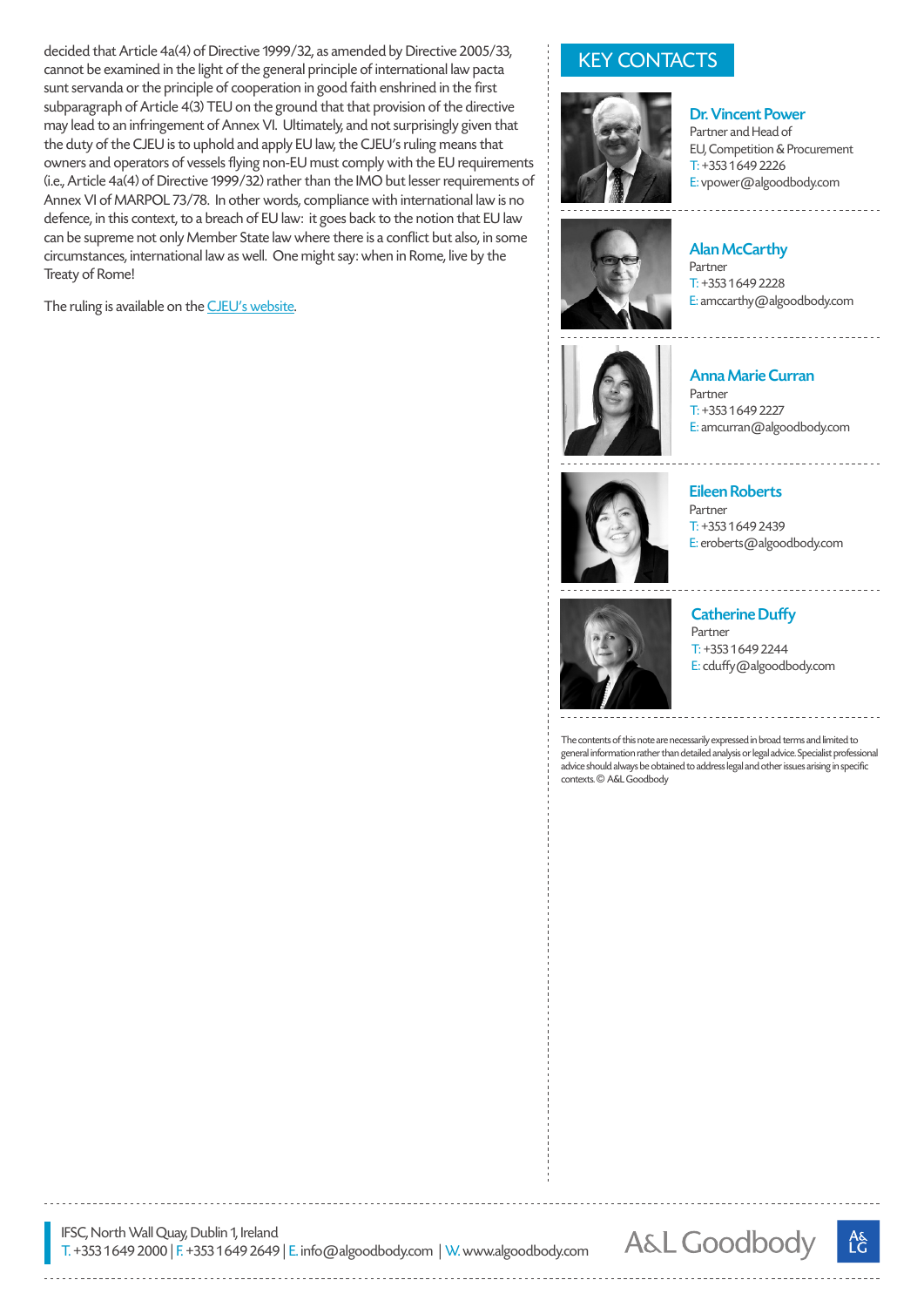decided that Article 4a(4) of Directive 1999/32, as amended by Directive 2005/33, cannot be examined in the light of the general principle of international law pacta sunt servanda or the principle of cooperation in good faith enshrined in the first subparagraph of Article 4(3) TEU on the ground that that provision of the directive may lead to an infringement of Annex VI. Ultimately, and not surprisingly given that the duty of the CJEU is to uphold and apply EU law, the CJEU's ruling means that owners and operators of vessels flying non-EU must comply with the EU requirements (i.e., Article 4a(4) of Directive 1999/32) rather than the IMO but lesser requirements of Annex VI of MARPOL 73/78. In other words, compliance with international law is no defence, in this context, to a breach of EU law: it goes back to the notion that EU law can be supreme not only Member State law where there is a conflict but also, in some circumstances, international law as well. One might say: when in Rome, live by the Treaty of Rome!

The ruling is available on the [CJEU's website](#).

## KEY CONTACTS

**Dr. Vincent Power**
Partner and Head of
EU, Competition & Procurement
T: +353 1 649 2226
E: vpower@algoodbody.com

**Alan McCarthy**
Partner
T: +353 1 649 2228
E: amccarthy@algoodbody.com

**Anna Marie Curran**
Partner
T: +353 1 649 2227
E: amcurran@algoodbody.com

**Eileen Roberts**
Partner
T: +353 1 649 2439
E: eroberts@algoodbody.com

**Catherine Duffy**
Partner
T: +353 1 649 2244
E: cduffy@algoodbody.com

The contents of this note are necessarily expressed in broad terms and limited to general information rather than detailed analysis or legal advice. Specialist professional advice should always be obtained to address legal and other issues arising in specific contexts. © A&L Goodbody

IFSC, North Wall Quay, Dublin 1, Ireland
T. +353 1 649 2000 | F. +353 1 649 2649 | E. info@algoodbody.com | W. www.algoodbody.com

A&L Goodbody